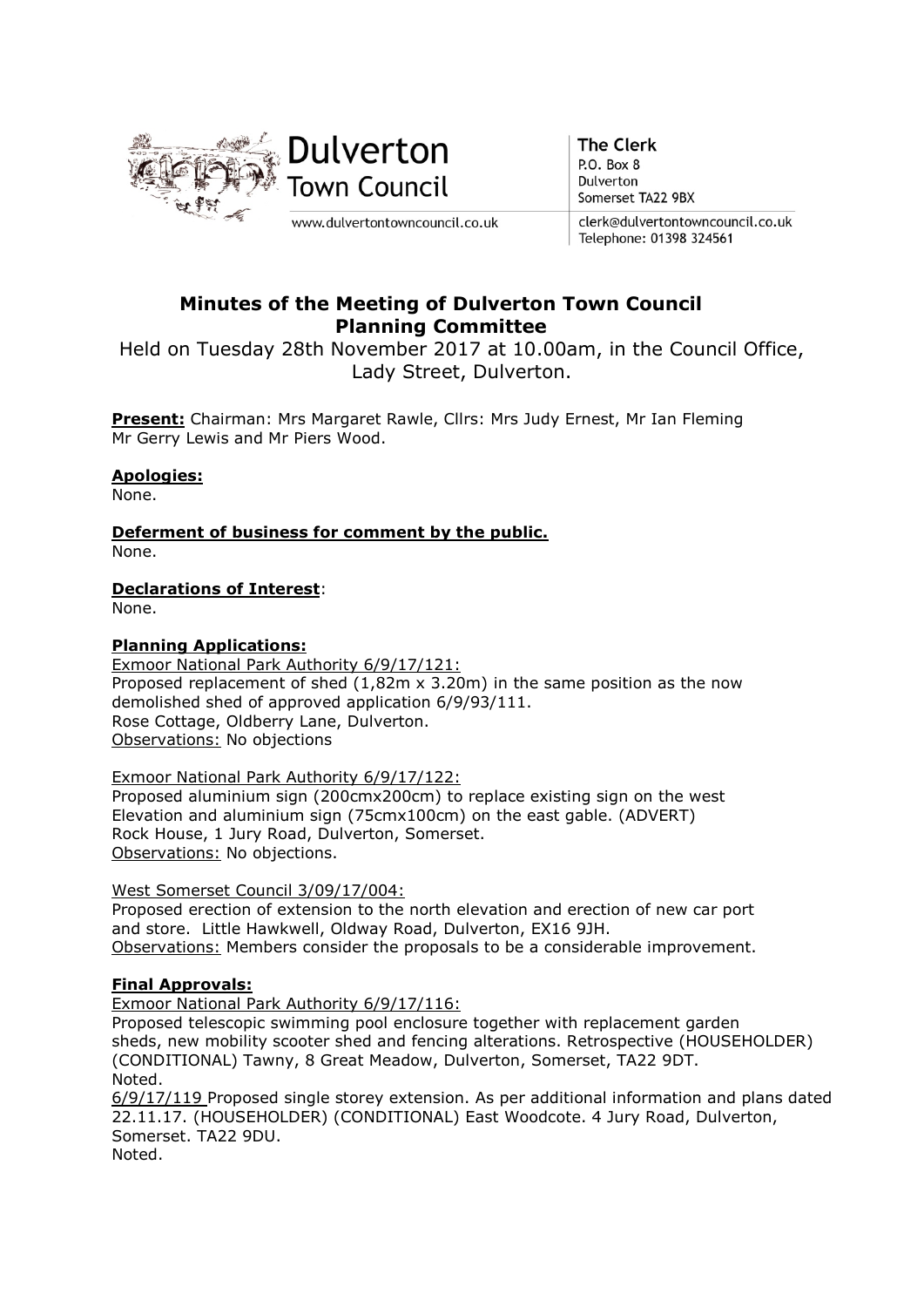Dulverton Town Council

www.dulvertontowncouncil.co.uk

The Clerk
P.O. Box 8
Dulverton
Somerset TA22 9BX

clerk@dulvertontowncouncil.co.uk
Telephone: 01398 324561

# Minutes of the Meeting of Dulverton Town Council Planning Committee

Held on Tuesday 28th November 2017 at 10.00am, in the Council Office, Lady Street, Dulverton.

**Present:** Chairman: Mrs Margaret Rawle, Cllrs: Mrs Judy Ernest, Mr Ian Fleming Mr Gerry Lewis and Mr Piers Wood.

**Apologies:**
None.

**Deferment of business for comment by the public.**
None.

**Declarations of Interest**:
None.

**Planning Applications:**

Exmoor National Park Authority 6/9/17/121:
Proposed replacement of shed (1,82m x 3.20m) in the same position as the now demolished shed of approved application 6/9/93/111.
Rose Cottage, Oldberry Lane, Dulverton.
Observations: No objections

Exmoor National Park Authority 6/9/17/122:
Proposed aluminium sign (200cmx200cm) to replace existing sign on the west Elevation and aluminium sign (75cmx100cm) on the east gable. (ADVERT)
Rock House, 1 Jury Road, Dulverton, Somerset.
Observations: No objections.

West Somerset Council 3/09/17/004:
Proposed erection of extension to the north elevation and erection of new car port and store. Little Hawkwell, Oldway Road, Dulverton, EX16 9JH.
Observations: Members consider the proposals to be a considerable improvement.

**Final Approvals:**

Exmoor National Park Authority 6/9/17/116:
Proposed telescopic swimming pool enclosure together with replacement garden sheds, new mobility scooter shed and fencing alterations. Retrospective (HOUSEHOLDER) (CONDITIONAL) Tawny, 8 Great Meadow, Dulverton, Somerset, TA22 9DT.
Noted.

6/9/17/119 Proposed single storey extension. As per additional information and plans dated 22.11.17. (HOUSEHOLDER) (CONDITIONAL) East Woodcote. 4 Jury Road, Dulverton, Somerset. TA22 9DU.
Noted.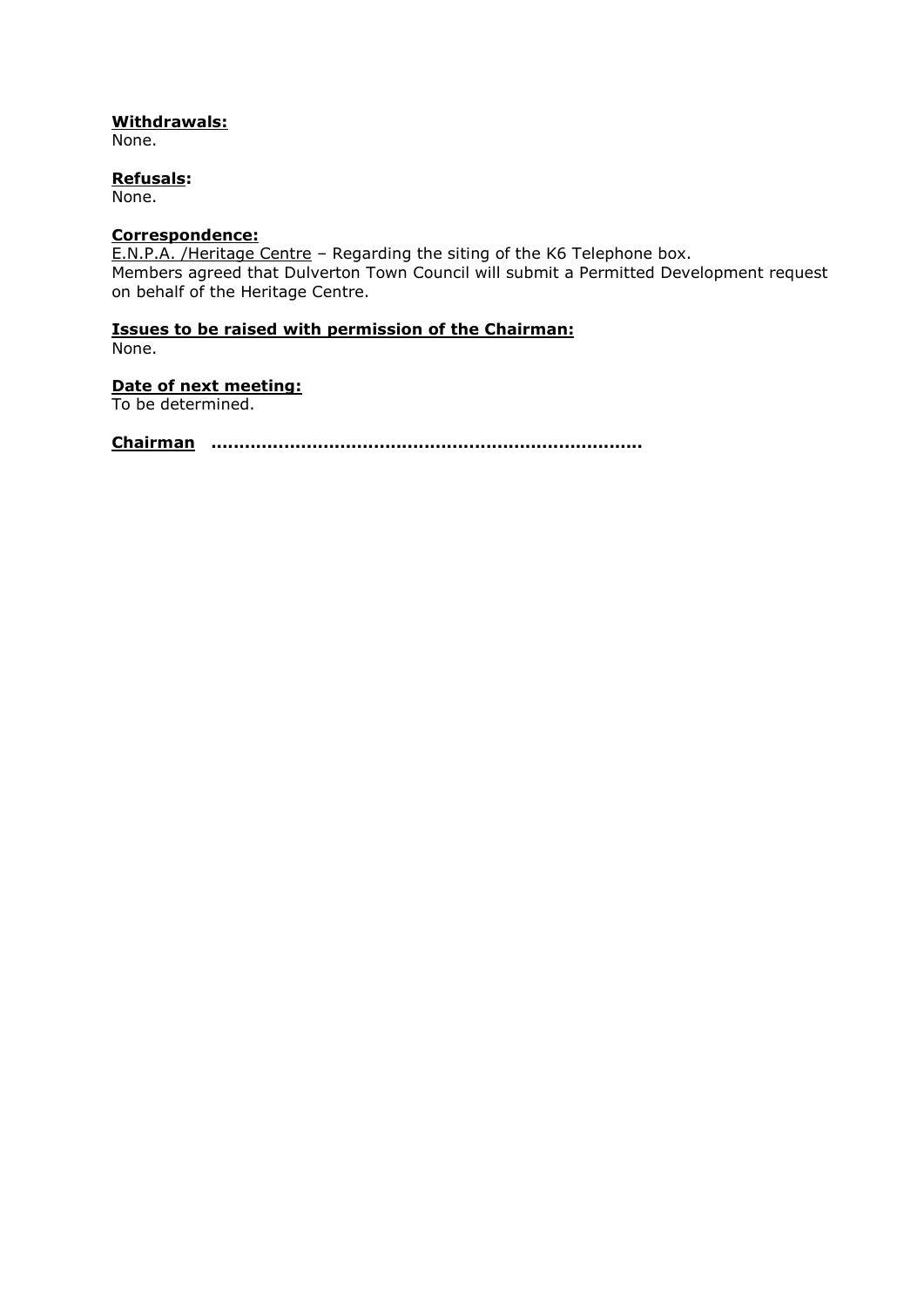**<u>Withdrawals:</u>**
None.

**<u>Refusals</u>:**
None.

**<u>Correspondence:</u>**
<u>E.N.P.A. /Heritage Centre</u> – Regarding the siting of the K6 Telephone box.
Members agreed that Dulverton Town Council will submit a Permitted Development request on behalf of the Heritage Centre.

**<u>Issues to be raised with permission of the Chairman:</u>**
None.

**<u>Date of next meeting:</u>**
To be determined.

**<u>Chairman</u>** **............................................................................**